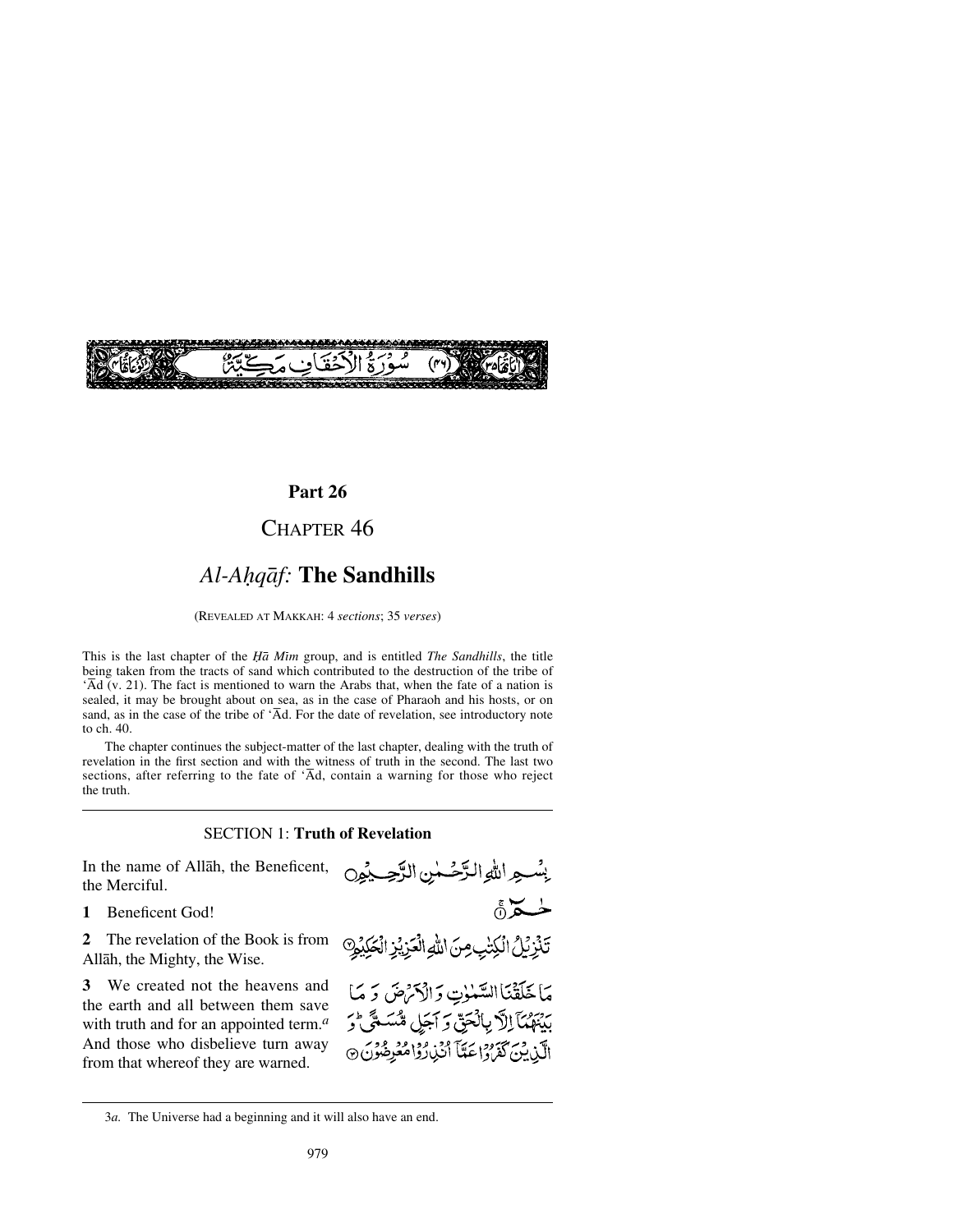سُوْرَةُ الْاَحْقَافِ مَكِّيَّةٌ (٤٦)

**Part 26**

## CHAPTER 46

# *Al-Aḥqāf:* The Sandhills

(REVEALED AT MAKKAH: 4 *sections*; 35 *verses*)

This is the last chapter of the *Ḥā Mīm* group, and is entitled *The Sandhills*, the title being taken from the tracts of sand which contributed to the destruction of the tribe of ʻĀd (v. 21). The fact is mentioned to warn the Arabs that, when the fate of a nation is sealed, it may be brought about on sea, as in the case of Pharaoh and his hosts, or on sand, as in the case of the tribe of ʻĀd. For the date of revelation, see introductory note to ch. 40.

The chapter continues the subject-matter of the last chapter, dealing with the truth of revelation in the first section and with the witness of truth in the second. The last two sections, after referring to the fate of ʻĀd, contain a warning for those who reject the truth.

---

### SECTION 1: **Truth of Revelation**

In the name of Allāh, the Beneficent, the Merciful.

بِسْمِ اللّٰهِ الرَّحْمٰنِ الرَّحِيْمِ

**1** Beneficent God!

حٰمٓ ۚ﴿۱﴾

**2** The revelation of the Book is from Allāh, the Mighty, the Wise.

تَنْزِيْلُ الْكِتٰبِ مِنَ اللّٰهِ الْعَزِيْزِ الْحَكِيْمِ ﴿۲﴾

**3** We created not the heavens and the earth and all between them save with truth and for an appointed term.[a] And those who disbelieve turn away from that whereof they are warned.

مَا خَلَقْنَا السَّمٰوٰتِ وَ الْاَرْضَ وَ مَا بَيْنَهُمَاۤ اِلَّا بِالْحَقِّ وَ اَجَلٍ مُّسَمًّى ؕ وَ الَّذِيْنَ كَفَرُوْا عَمَّاۤ اُنْذِرُوْا مُعْرِضُوْنَ ﴿۳﴾

---

3*a.* The Universe had a beginning and it will also have an end.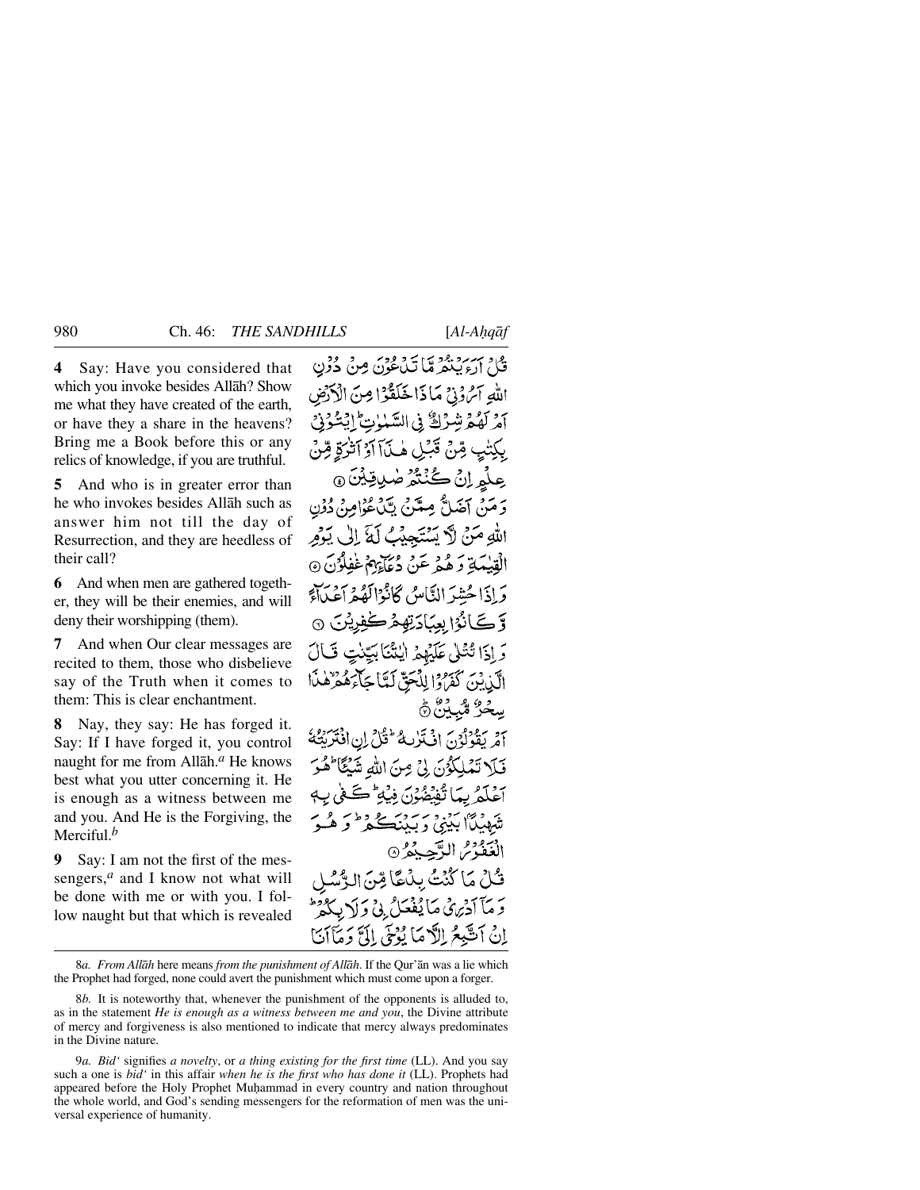**4** Say: Have you considered that which you invoke besides Allāh? Show me what they have created of the earth, or have they a share in the heavens? Bring me a Book before this or any relics of knowledge, if you are truthful.

**5** And who is in greater error than he who invokes besides Allāh such as answer him not till the day of Resurrection, and they are heedless of their call?

**6** And when men are gathered together, they will be their enemies, and will deny their worshipping (them).

**7** And when Our clear messages are recited to them, those who disbelieve say of the Truth when it comes to them: This is clear enchantment.

**8** Nay, they say: He has forged it. Say: If I have forged it, you control naught for me from Allāh.[a] He knows best what you utter concerning it. He is enough as a witness between me and you. And He is the Forgiving, the Merciful.[b]

**9** Say: I am not the first of the messengers,[a] and I know not what will be done with me or with you. I follow naught but that which is revealed

قُلْ اَرَءَيْتُمْ مَّا تَدْعُوْنَ مِنْ دُوْنِ اللّٰهِ اَرُوْنِيْ مَاذَا خَلَقُوْا مِنَ الْاَرْضِ اَمْ لَهُمْ شِرْكٌ فِي السَّمٰوٰتِ ۭ اِيْتُوْنِيْ بِكِتٰبٍ مِّنْ قَبْلِ هٰذَآ اَوْ اَثٰرَةٍ مِّنْ عِلْمٍ اِنْ كُنْتُمْ صٰدِقِيْنَ ۝

وَمَنْ اَضَلُّ مِمَّنْ يَّدْعُوْا مِنْ دُوْنِ اللّٰهِ مَنْ لَّا يَسْتَجِيْبُ لَهٗٓ اِلٰى يَوْمِ الْقِيٰمَةِ وَهُمْ عَنْ دُعَاۗىِٕهِمْ غٰفِلُوْنَ ۝

وَاِذَا حُشِرَ النَّاسُ كَانُوْا لَهُمْ اَعْدَاۗءً وَّكَانُوْا بِعِبَادَتِهِمْ كٰفِرِيْنَ ۝

وَاِذَا تُتْلٰى عَلَيْهِمْ اٰيٰتُنَا بَيِّنٰتٍ قَالَ الَّذِيْنَ كَفَرُوْا لِلْحَقِّ لَمَّا جَاۗءَهُمْ ۙ هٰذَا سِحْرٌ مُّبِيْنٌ ۝

اَمْ يَقُوْلُوْنَ افْتَرٰىهُ ۭ قُلْ اِنِ افْتَرَيْتُهٗ فَلَا تَمْلِكُوْنَ لِيْ مِنَ اللّٰهِ شَـيْـــًٔا ۭ هُوَ اَعْلَمُ بِمَا تُفِيْضُوْنَ فِيْهِ ۭ كَفٰى بِهٖ شَهِيْدًۢا بَيْنِيْ وَبَيْنَكُمْ ۭ وَهُوَ الْغَفُوْرُ الرَّحِيْمُ ۝

قُلْ مَا كُنْتُ بِدْعًا مِّنَ الرُّسُلِ وَمَآ اَدْرِيْ مَا يُفْعَلُ بِيْ وَلَا بِكُمْ ۭ اِنْ اَتَّبِعُ اِلَّا مَا يُوْحٰٓى اِلَيَّ وَمَآ اَنَا

---

8*a*. *From Allāh* here means *from the punishment of Allāh*. If the Qur'ān was a lie which the Prophet had forged, none could avert the punishment which must come upon a forger.

8*b*. It is noteworthy that, whenever the punishment of the opponents is alluded to, as in the statement *He is enough as a witness between me and you*, the Divine attribute of mercy and forgiveness is also mentioned to indicate that mercy always predominates in the Divine nature.

9*a*. *Bid'* signifies *a novelty*, or *a thing existing for the first time* (LL). And you say such a one is *bid'* in this affair *when he is the first who has done it* (LL). Prophets had appeared before the Holy Prophet Muḥammad in every country and nation throughout the whole world, and God's sending messengers for the reformation of men was the universal experience of humanity.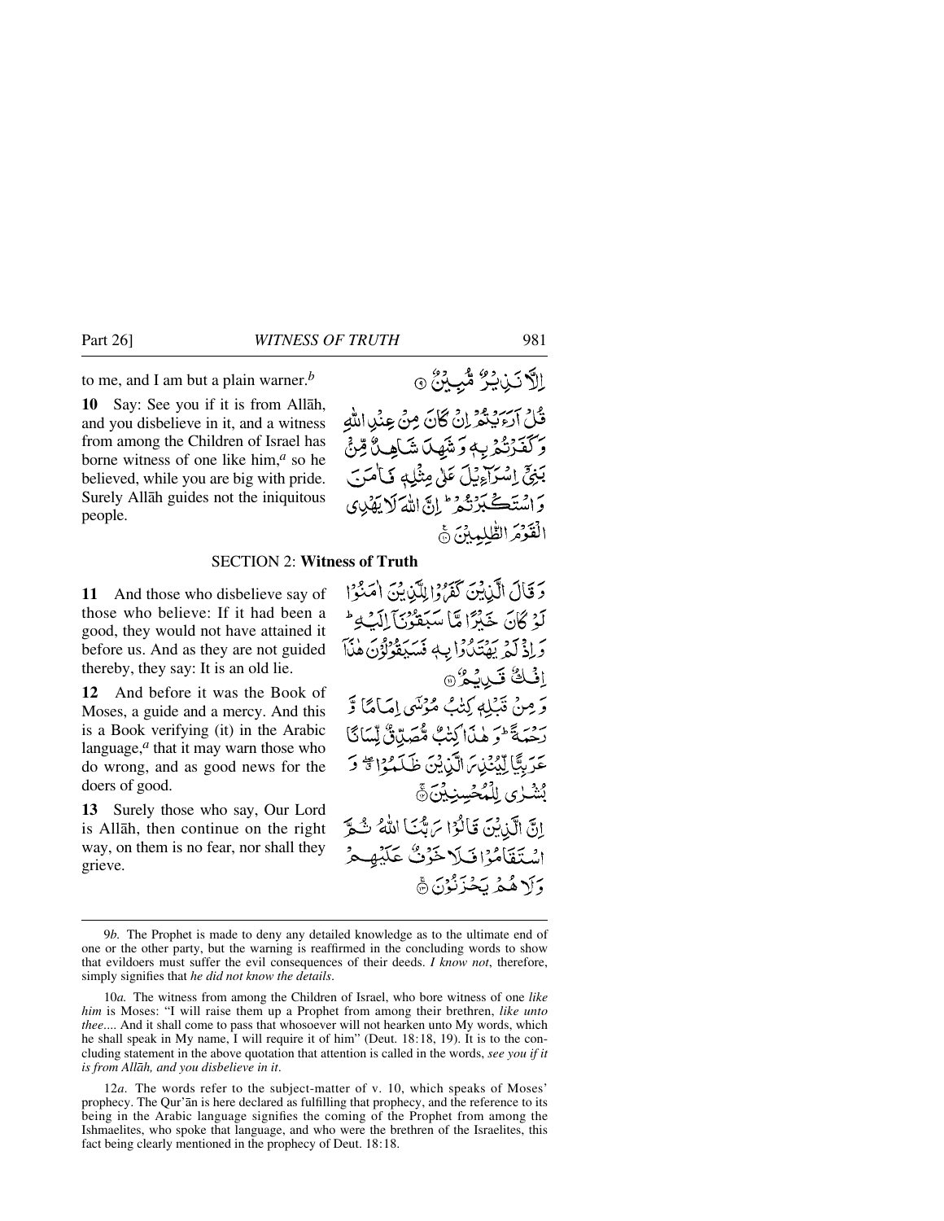to me, and I am but a plain warner.[b]

إِلَّا نَذِيرٌ مُّبِينٌ ﴿٩﴾

**10** Say: See you if it is from Allāh, and you disbelieve in it, and a witness from among the Children of Israel has borne witness of one like him,[a] so he believed, while you are big with pride. Surely Allāh guides not the iniquitous people.

قُلْ أَرَءَيْتُمْ إِن كَانَ مِنْ عِندِ ٱللَّهِ وَكَفَرْتُم بِهِۦ وَشَهِدَ شَاهِدٌ مِّنۢ بَنِىٓ إِسْرَٰٓءِيلَ عَلَىٰ مِثْلِهِۦ فَـَٔامَنَ وَٱسْتَكْبَرْتُمْ ۖ إِنَّ ٱللَّهَ لَا يَهْدِى ٱلْقَوْمَ ٱلظَّٰلِمِينَ ﴿١٠﴾

## SECTION 2: Witness of Truth

**11** And those who disbelieve say of those who believe: If it had been a good, they would not have attained it before us. And as they are not guided thereby, they say: It is an old lie.

وَقَالَ ٱلَّذِينَ كَفَرُوا۟ لِلَّذِينَ ءَامَنُوا۟ لَوْ كَانَ خَيْرًا مَّا سَبَقُونَآ إِلَيْهِ ۚ وَإِذْ لَمْ يَهْتَدُوا۟ بِهِۦ فَسَيَقُولُونَ هَٰذَآ إِفْكٌ قَدِيمٌ ﴿١١﴾

**12** And before it was the Book of Moses, a guide and a mercy. And this is a Book verifying (it) in the Arabic language,[a] that it may warn those who do wrong, and as good news for the doers of good.

وَمِن قَبْلِهِۦ كِتَٰبُ مُوسَىٰٓ إِمَامًا وَرَحْمَةً ۚ وَهَٰذَا كِتَٰبٌ مُّصَدِّقٌ لِّسَانًا عَرَبِيًّا لِّيُنذِرَ ٱلَّذِينَ ظَلَمُوا۟ وَبُشْرَىٰ لِلْمُحْسِنِينَ ﴿١٢﴾

**13** Surely those who say, Our Lord is Allāh, then continue on the right way, on them is no fear, nor shall they grieve.

إِنَّ ٱلَّذِينَ قَالُوا۟ رَبُّنَا ٱللَّهُ ثُمَّ ٱسْتَقَٰمُوا۟ فَلَا خَوْفٌ عَلَيْهِمْ وَلَا هُمْ يَحْزَنُونَ ﴿١٣﴾

---

9*b*. The Prophet is made to deny any detailed knowledge as to the ultimate end of one or the other party, but the warning is reaffirmed in the concluding words to show that evildoers must suffer the evil consequences of their deeds. *I know not*, therefore, simply signifies that *he did not know the details*.

10*a*. The witness from among the Children of Israel, who bore witness of one *like him* is Moses: "I will raise them up a Prophet from among their brethren, *like unto thee*.... And it shall come to pass that whosoever will not hearken unto My words, which he shall speak in My name, I will require it of him" (Deut. 18:18, 19). It is to the concluding statement in the above quotation that attention is called in the words, *see you if it is from Allāh, and you disbelieve in it*.

12*a*. The words refer to the subject-matter of v. 10, which speaks of Moses' prophecy. The Qur'ān is here declared as fulfilling that prophecy, and the reference to its being in the Arabic language signifies the coming of the Prophet from among the Ishmaelites, who spoke that language, and who were the brethren of the Israelites, this fact being clearly mentioned in the prophecy of Deut. 18:18.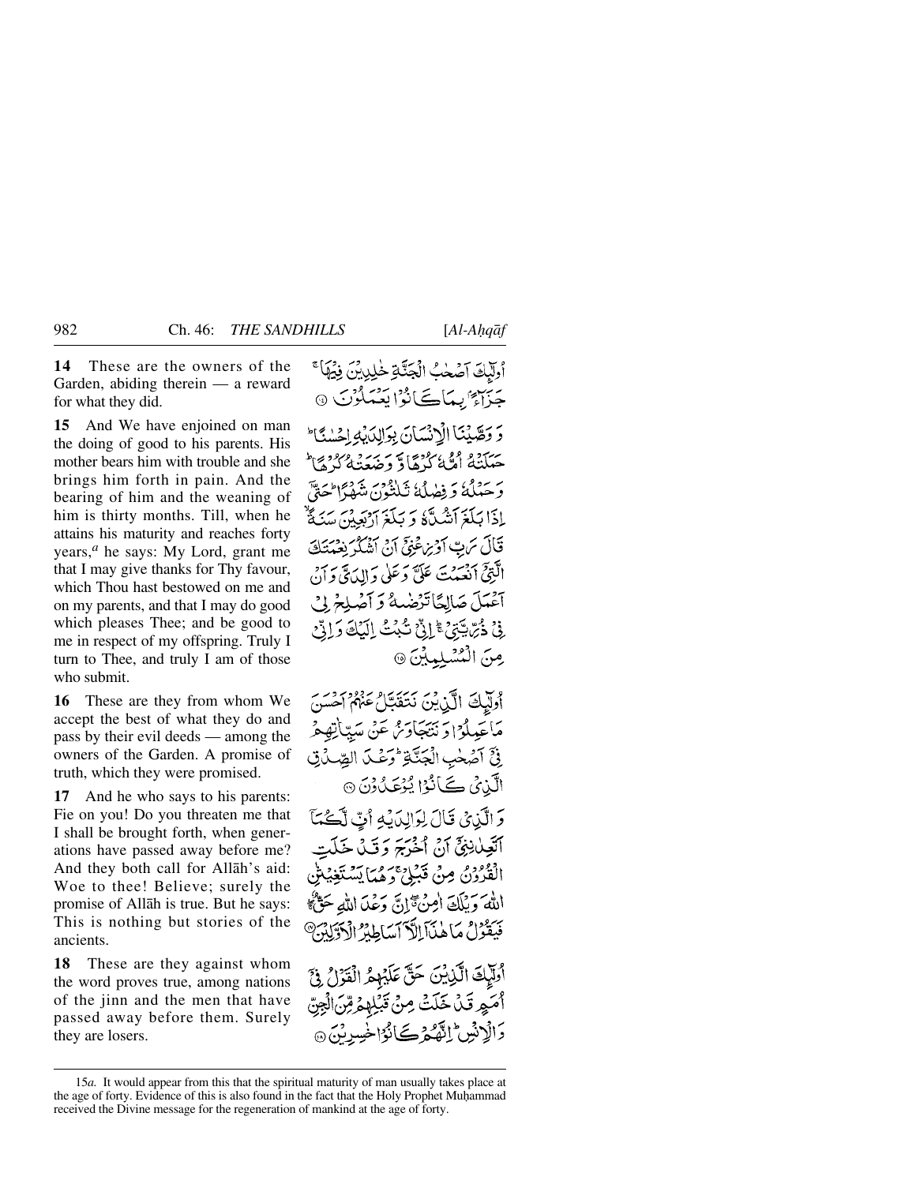**14** These are the owners of the Garden, abiding therein — a reward for what they did.

أُولٰٓئِكَ اَصۡحٰبُ الۡجَنَّةِ خٰلِدِيۡنَ فِيۡهَا ۚ جَزَآءًۢ بِمَا كَانُوۡا يَعۡمَلُوۡنَ ﴿۱۴﴾

**15** And We have enjoined on man the doing of good to his parents. His mother bears him with trouble and she brings him forth in pain. And the bearing of him and the weaning of him is thirty months. Till, when he attains his maturity and reaches forty years,[a] he says: My Lord, grant me that I may give thanks for Thy favour, which Thou hast bestowed on me and on my parents, and that I may do good which pleases Thee; and be good to me in respect of my offspring. Truly I turn to Thee, and truly I am of those who submit.

وَ وَصَّيۡنَا الۡاِنۡسَانَ بِوَالِدَيۡهِ اِحۡسٰنًا ؕ حَمَلَتۡهُ اُمُّهٗ كُرۡهًا وَّ وَضَعَتۡهُ كُرۡهًا ؕ وَ حَمۡلُهٗ وَ فِصٰلُهٗ ثَلٰثُوۡنَ شَهۡرًا ؕ حَتّٰۤی اِذَا بَلَغَ اَشُدَّهٗ وَ بَلَغَ اَرۡبَعِيۡنَ سَنَةً ۙ قَالَ رَبِّ اَوۡزِعۡنِیۡۤ اَنۡ اَشۡكُرَ نِعۡمَتَكَ الَّتِیۡۤ اَنۡعَمۡتَ عَلَیَّ وَ عَلٰی وَالِدَیَّ وَ اَنۡ اَعۡمَلَ صَالِحًا تَرۡضٰىهُ وَ اَصۡلِحۡ لِیۡ فِیۡ ذُرِّيَّتِیۡ ۚ اِنِّیۡ تُبۡتُ اِلَيۡكَ وَ اِنِّیۡ مِنَ الۡمُسۡلِمِيۡنَ ﴿۱۵﴾

**16** These are they from whom We accept the best of what they do and pass by their evil deeds — among the owners of the Garden. A promise of truth, which they were promised.

اُولٰٓئِكَ الَّذِيۡنَ نَتَقَبَّلُ عَنۡهُمۡ اَحۡسَنَ مَا عَمِلُوۡا وَ نَتَجَاوَزُ عَنۡ سَيِّاٰتِهِمۡ فِیۡۤ اَصۡحٰبِ الۡجَنَّةِ ؕ وَعۡدَ الصِّدۡقِ الَّذِیۡ كَانُوۡا يُوۡعَدُوۡنَ ﴿۱۶﴾

**17** And he who says to his parents: Fie on you! Do you threaten me that I shall be brought forth, when generations have passed away before me? And they both call for Allāh's aid: Woe to thee! Believe; surely the promise of Allāh is true. But he says: This is nothing but stories of the ancients.

وَ الَّذِیۡ قَالَ لِوَالِدَيۡهِ اُفٍّ لَّكُمَاۤ اَتَعِدٰنِنِیۡۤ اَنۡ اُخۡرَجَ وَ قَدۡ خَلَتِ الۡقُرُوۡنُ مِنۡ قَبۡلِیۡ ۚ وَ هُمَا يَسۡتَغِيۡثٰنِ اللّٰهَ وَيۡلَكَ اٰمِنۡ ٭ۖ اِنَّ وَعۡدَ اللّٰهِ حَقٌّ ۚۖ فَيَقُوۡلُ مَا هٰذَاۤ اِلَّاۤ اَسَاطِيۡرُ الۡاَوَّلِيۡنَ ﴿۱۷﴾

**18** These are they against whom the word proves true, among nations of the jinn and the men that have passed away before them. Surely they are losers.

اُولٰٓئِكَ الَّذِيۡنَ حَقَّ عَلَيۡهِمُ الۡقَوۡلُ فِیۡۤ اُمَمٍ قَدۡ خَلَتۡ مِنۡ قَبۡلِهِمۡ مِّنَ الۡجِنِّ وَ الۡاِنۡسِ ؕ اِنَّهُمۡ كَانُوۡا خٰسِرِيۡنَ ﴿۱۸﴾

---

15*a*. It would appear from this that the spiritual maturity of man usually takes place at the age of forty. Evidence of this is also found in the fact that the Holy Prophet Muḥammad received the Divine message for the regeneration of mankind at the age of forty.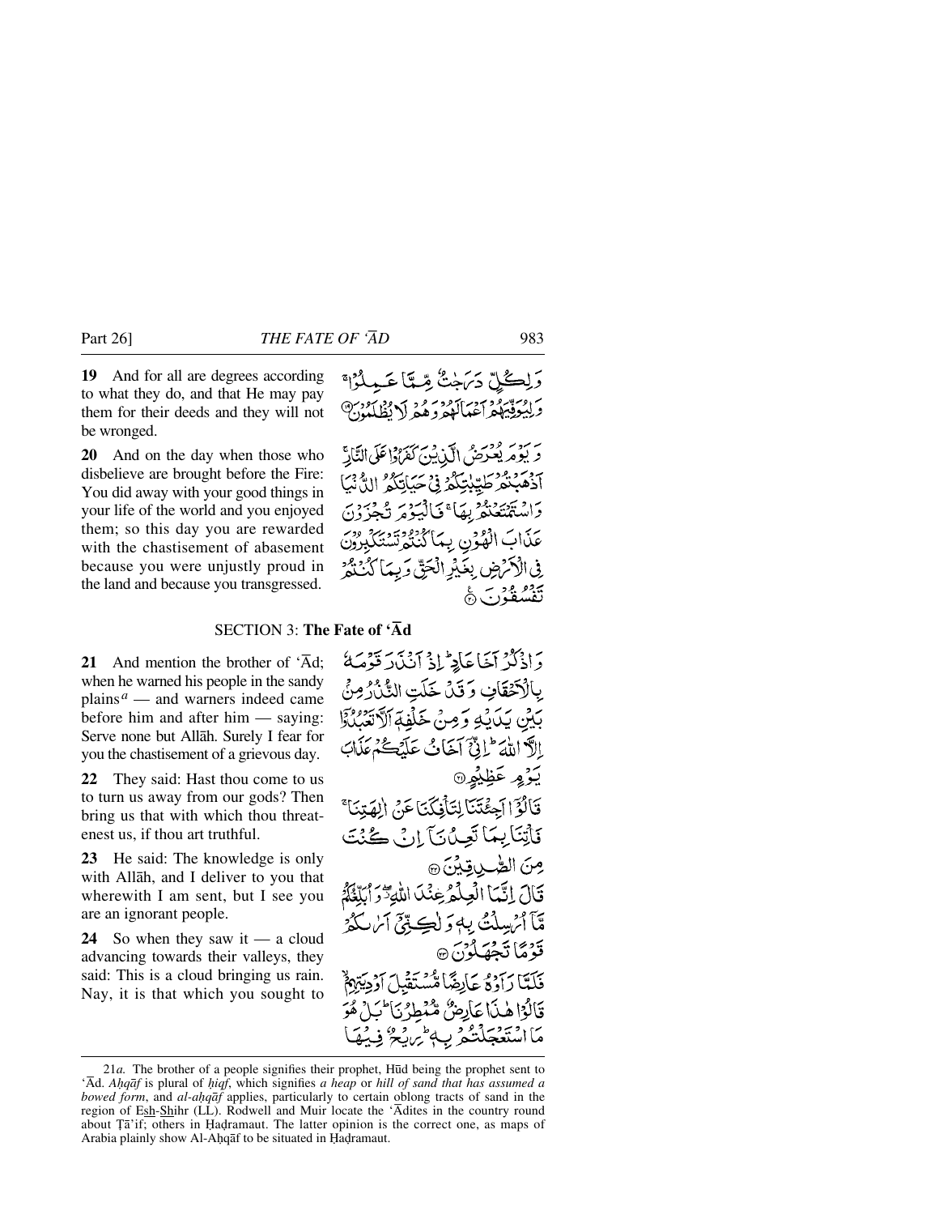**19** And for all are degrees according to what they do, and that He may pay them for their deeds and they will not be wronged.

وَلِكُلٍّ دَرَجٰتٌ مِّمَّا عَمِلُوْا ۚ وَلِيُوَفِّيَهُمْ اَعْمَالَهُمْ وَهُمْ لَا يُظْلَمُوْنَ ﴿۱۹﴾

**20** And on the day when those who disbelieve are brought before the Fire: You did away with your good things in your life of the world and you enjoyed them; so this day you are rewarded with the chastisement of abasement because you were unjustly proud in the land and because you transgressed.

وَيَوْمَ يُعْرَضُ الَّذِيْنَ كَفَرُوْا عَلَى النَّارِ ؕ اَذْهَبْتُمْ طَيِّبٰتِكُمْ فِيْ حَيَاتِكُمُ الدُّنْيَا وَاسْتَمْتَعْتُمْ بِهَا ۚ فَالْيَوْمَ تُجْزَوْنَ عَذَابَ الْهُوْنِ بِمَا كُنْتُمْ تَسْتَكْبِرُوْنَ فِي الْاَرْضِ بِغَيْرِ الْحَقِّ وَبِمَا كُنْتُمْ تَفْسُقُوْنَ ﴿۲۰﴾

## SECTION 3: The Fate of 'Ād

**21** And mention the brother of 'Ād; when he warned his people in the sandy plains[a] — and warners indeed came before him and after him — saying: Serve none but Allāh. Surely I fear for you the chastisement of a grievous day.

وَاذْكُرْ اَخَا عَادٍ ؕ اِذْ اَنْذَرَ قَوْمَهٗ بِالْاَحْقَافِ وَقَدْ خَلَتِ النُّذُرُ مِنْۢ بَيْنِ يَدَيْهِ وَمِنْ خَلْفِهٖۤ اَلَّا تَعْبُدُوْۤا اِلَّا اللّٰهَ ؕ اِنِّيْۤ اَخَافُ عَلَيْكُمْ عَذَابَ يَوْمٍ عَظِيْمٍ ﴿۲۱﴾

**22** They said: Hast thou come to us to turn us away from our gods? Then bring us that with which thou threatenest us, if thou art truthful.

قَالُوْۤا اَجِئْتَنَا لِتَاْفِكَنَا عَنْ اٰلِهَتِنَا ۚ فَاْتِنَا بِمَا تَعِدُنَاۤ اِنْ كُنْتَ مِنَ الصّٰدِقِيْنَ ﴿۲۲﴾

**23** He said: The knowledge is only with Allāh, and I deliver to you that wherewith I am sent, but I see you are an ignorant people.

قَالَ اِنَّمَا الْعِلْمُ عِنْدَ اللّٰهِ ۖؗ وَاُبَلِّغُكُمْ مَّاۤ اُرْسِلْتُ بِهٖ وَلٰكِنِّيْۤ اَرٰىكُمْ قَوْمًا تَجْهَلُوْنَ ﴿۲۳﴾

**24** So when they saw it — a cloud advancing towards their valleys, they said: This is a cloud bringing us rain. Nay, it is that which you sought to

فَلَمَّا رَاَوْهُ عَارِضًا مُّسْتَقْبِلَ اَوْدِيَتِهِمْ ۙ قَالُوْا هٰذَا عَارِضٌ مُّمْطِرُنَا ؕ بَلْ هُوَ مَا اسْتَعْجَلْتُمْ بِهٖ ؕ رِيْحٌ فِيْهَا

---

21*a*. The brother of a people signifies their prophet, Hūd being the prophet sent to 'Ād. *Aḥqāf* is plural of *ḥiqf*, which signifies *a heap* or *hill of sand that has assumed a bowed form*, and *al-aḥqāf* applies, particularly to certain oblong tracts of sand in the region of Esh-Shihr (LL). Rodwell and Muir locate the 'Ādites in the country round about Ṭā'if; others in Ḥaḍramaut. The latter opinion is the correct one, as maps of Arabia plainly show Al-Aḥqāf to be situated in Ḥaḍramaut.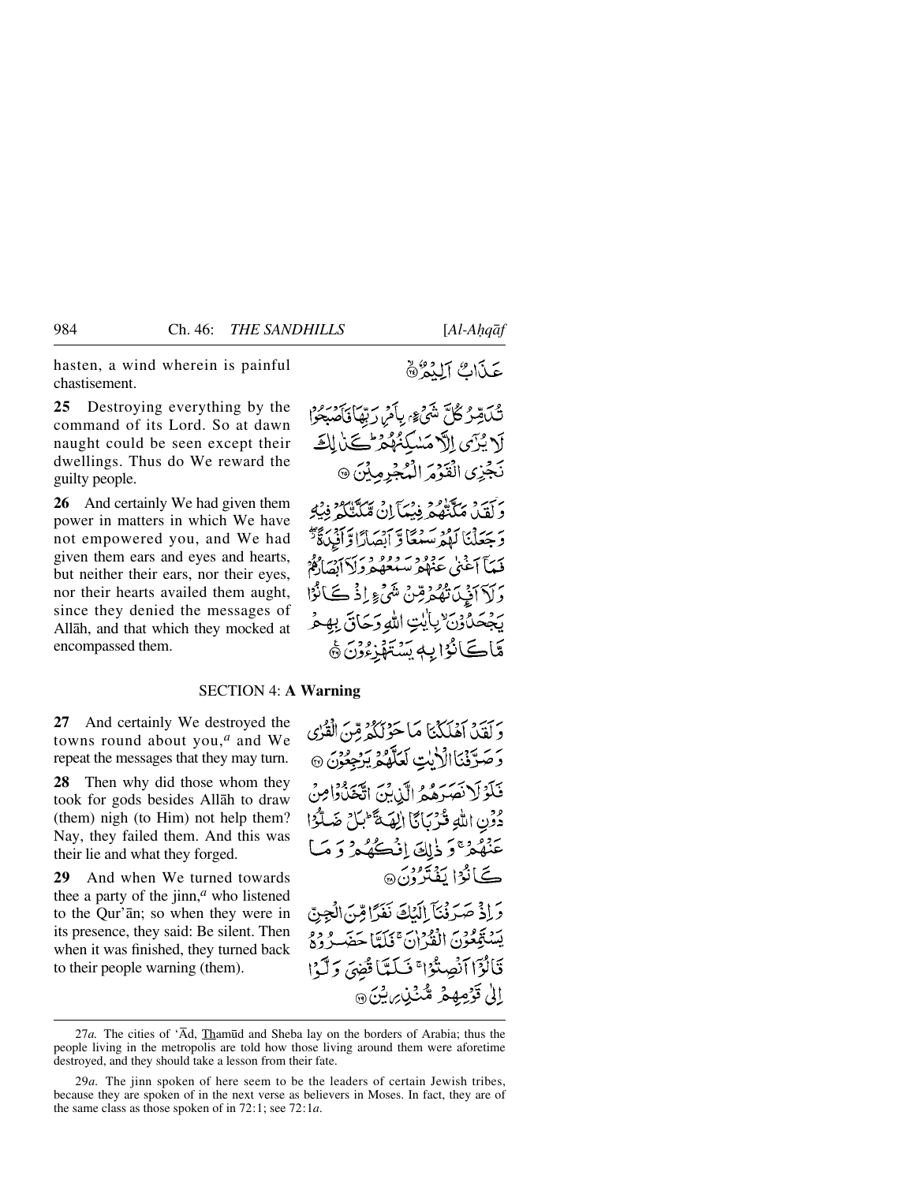hasten, a wind wherein is painful chastisement.

عَذَابٌ اَلِيۡمٌ ﴿۲۴﴾

**25** Destroying everything by the command of its Lord. So at dawn naught could be seen except their dwellings. Thus do We reward the guilty people.

تُدَمِّرُ كُلَّ شَیۡءٍۭ بِاَمۡرِ رَبِّهَا فَاَصۡبَحُوۡا لَا یُرٰۤی اِلَّا مَسٰکِنُهُمۡ ؕ کَذٰلِکَ نَجۡزِی الۡقَوۡمَ الۡمُجۡرِمِیۡنَ ﴿۲۵﴾

**26** And certainly We had given them power in matters in which We have not empowered you, and We had given them ears and eyes and hearts, but neither their ears, nor their eyes, nor their hearts availed them aught, since they denied the messages of Allāh, and that which they mocked at encompassed them.

وَ لَقَدۡ مَکَّنّٰهُمۡ فِیۡمَاۤ اِنۡ مَّکَّنّٰکُمۡ فِیۡهِ وَ جَعَلۡنَا لَهُمۡ سَمۡعًا وَّ اَبۡصَارًا وَّ اَفۡـِٕدَۃً ۫ۖ فَمَاۤ اَغۡنٰی عَنۡهُمۡ سَمۡعُهُمۡ وَ لَاۤ اَبۡصَارُهُمۡ وَ لَاۤ اَفۡـِٕدَتُهُمۡ مِّنۡ شَیۡءٍ اِذۡ کَانُوۡا یَجۡحَدُوۡنَ ۙ بِاٰیٰتِ اللّٰهِ وَ حَاقَ بِهِمۡ مَّا کَانُوۡا بِهٖ یَسۡتَهۡزِءُوۡنَ ﴿۲۶﴾

## SECTION 4: A Warning

**27** And certainly We destroyed the towns round about you,[a] and We repeat the messages that they may turn.

وَ لَقَدۡ اَهۡلَکۡنَا مَا حَوۡلَکُمۡ مِّنَ الۡقُرٰی وَ صَرَّفۡنَا الۡاٰیٰتِ لَعَلَّهُمۡ یَرۡجِعُوۡنَ ﴿۲۷﴾

**28** Then why did those whom they took for gods besides Allāh to draw (them) nigh (to Him) not help them? Nay, they failed them. And this was their lie and what they forged.

فَلَوۡ لَا نَصَرَهُمُ الَّذِیۡنَ اتَّخَذُوۡا مِنۡ دُوۡنِ اللّٰهِ قُرۡبَانًا اٰلِهَۃً ؕ بَلۡ ضَلُّوۡا عَنۡهُمۡ ۚ وَ ذٰلِکَ اِفۡکُهُمۡ وَ مَا کَانُوۡا یَفۡتَرُوۡنَ ﴿۲۸﴾

**29** And when We turned towards thee a party of the jinn,[a] who listened to the Qur'ān; so when they were in its presence, they said: Be silent. Then when it was finished, they turned back to their people warning (them).

وَ اِذۡ صَرَفۡنَاۤ اِلَیۡکَ نَفَرًا مِّنَ الۡجِنِّ یَسۡتَمِعُوۡنَ الۡقُرۡاٰنَ ۚ فَلَمَّا حَضَرُوۡهُ قَالُوۡۤا اَنۡصِتُوۡا ۚ فَلَمَّا قُضِیَ وَلَّوۡا اِلٰی قَوۡمِهِمۡ مُّنۡذِرِیۡنَ ﴿۲۹﴾

---

27*a*. The cities of 'Ād, Thamūd and Sheba lay on the borders of Arabia; thus the people living in the metropolis are told how those living around them were aforetime destroyed, and they should take a lesson from their fate.

29*a*. The jinn spoken of here seem to be the leaders of certain Jewish tribes, because they are spoken of in the next verse as believers in Moses. In fact, they are of the same class as those spoken of in 72:1; see 72:1*a*.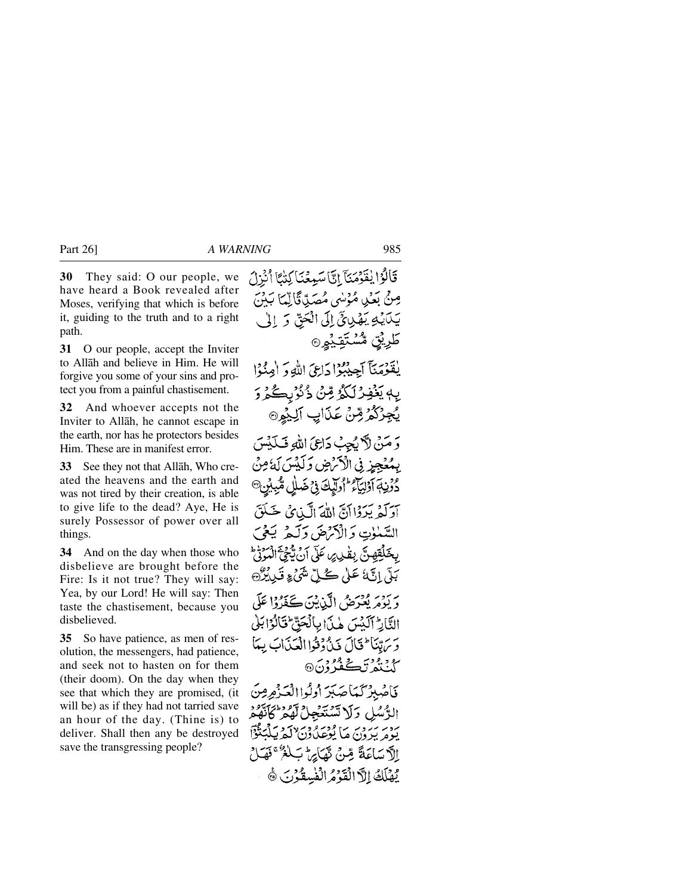**30** They said: O our people, we have heard a Book revealed after Moses, verifying that which is before it, guiding to the truth and to a right path.

**31** O our people, accept the Inviter to Allāh and believe in Him. He will forgive you some of your sins and protect you from a painful chastisement.

**32** And whoever accepts not the Inviter to Allāh, he cannot escape in the earth, nor has he protectors besides Him. These are in manifest error.

**33** See they not that Allāh, Who created the heavens and the earth and was not tired by their creation, is able to give life to the dead? Aye, He is surely Possessor of power over all things.

**34** And on the day when those who disbelieve are brought before the Fire: Is it not true? They will say: Yea, by our Lord! He will say: Then taste the chastisement, because you disbelieved.

**35** So have patience, as men of resolution, the messengers, had patience, and seek not to hasten on for them (their doom). On the day when they see that which they are promised, (it will be) as if they had not tarried save an hour of the day. (Thine is) to deliver. Shall then any be destroyed save the transgressing people?

قَالُوْا يٰقَوْمَنَآ اِنَّا سَمِعْنَا كِتٰبًا اُنْزِلَ مِنْۢ بَعْدِ مُوْسٰى مُصَدِّقًا لِّمَا بَيْنَ يَدَيْهِ يَهْدِيْٓ اِلَى الْحَقِّ وَ اِلٰى طَرِيْقٍ مُّسْتَقِيْمٍ ۝

يٰقَوْمَنَآ اَجِيْبُوْا دَاعِيَ اللّٰهِ وَ اٰمِنُوْا بِهٖ يَغْفِرْ لَكُمْ مِّنْ ذُنُوْبِكُمْ وَ يُجِرْكُمْ مِّنْ عَذَابٍ اَلِيْمٍ ۝

وَ مَنْ لَّا يُجِبْ دَاعِيَ اللّٰهِ فَلَيْسَ بِمُعْجِزٍ فِي الْاَرْضِ وَ لَيْسَ لَهٗ مِنْ دُوْنِهٖٓ اَوْلِيَآءُ ؕ اُولٰٓئِكَ فِيْ ضَلٰلٍ مُّبِيْنٍ ۝

اَوَ لَمْ يَرَوْا اَنَّ اللّٰهَ الَّذِيْ خَلَقَ السَّمٰوٰتِ وَ الْاَرْضَ وَ لَمْ يَعْيَ بِخَلْقِهِنَّ بِقٰدِرٍ عَلٰٓى اَنْ يُّحْيِۦَ الْمَوْتٰى ؕ بَلٰٓى اِنَّهٗ عَلٰى كُلِّ شَيْءٍ قَدِيْرٌ ۝

وَ يَوْمَ يُعْرَضُ الَّذِيْنَ كَفَرُوْا عَلَى النَّارِ ؕ اَلَيْسَ هٰذَا بِالْحَقِّ ؕ قَالُوْا بَلٰى وَ رَبِّنَا ؕ قَالَ فَذُوْقُوا الْعَذَابَ بِمَا كُنْتُمْ تَكْفُرُوْنَ ۝

فَاصْبِرْ كَمَا صَبَرَ اُولُوا الْعَزْمِ مِنَ الرُّسُلِ وَ لَا تَسْتَعْجِلْ لَّهُمْ ؕ كَاَنَّهُمْ يَوْمَ يَرَوْنَ مَا يُوْعَدُوْنَ ۙ لَمْ يَلْبَثُوْٓا اِلَّا سَاعَةً مِّنْ نَّهَارٍ ؕ بَلٰغٌ ۚ فَهَلْ يُهْلَكُ اِلَّا الْقَوْمُ الْفٰسِقُوْنَ ۝